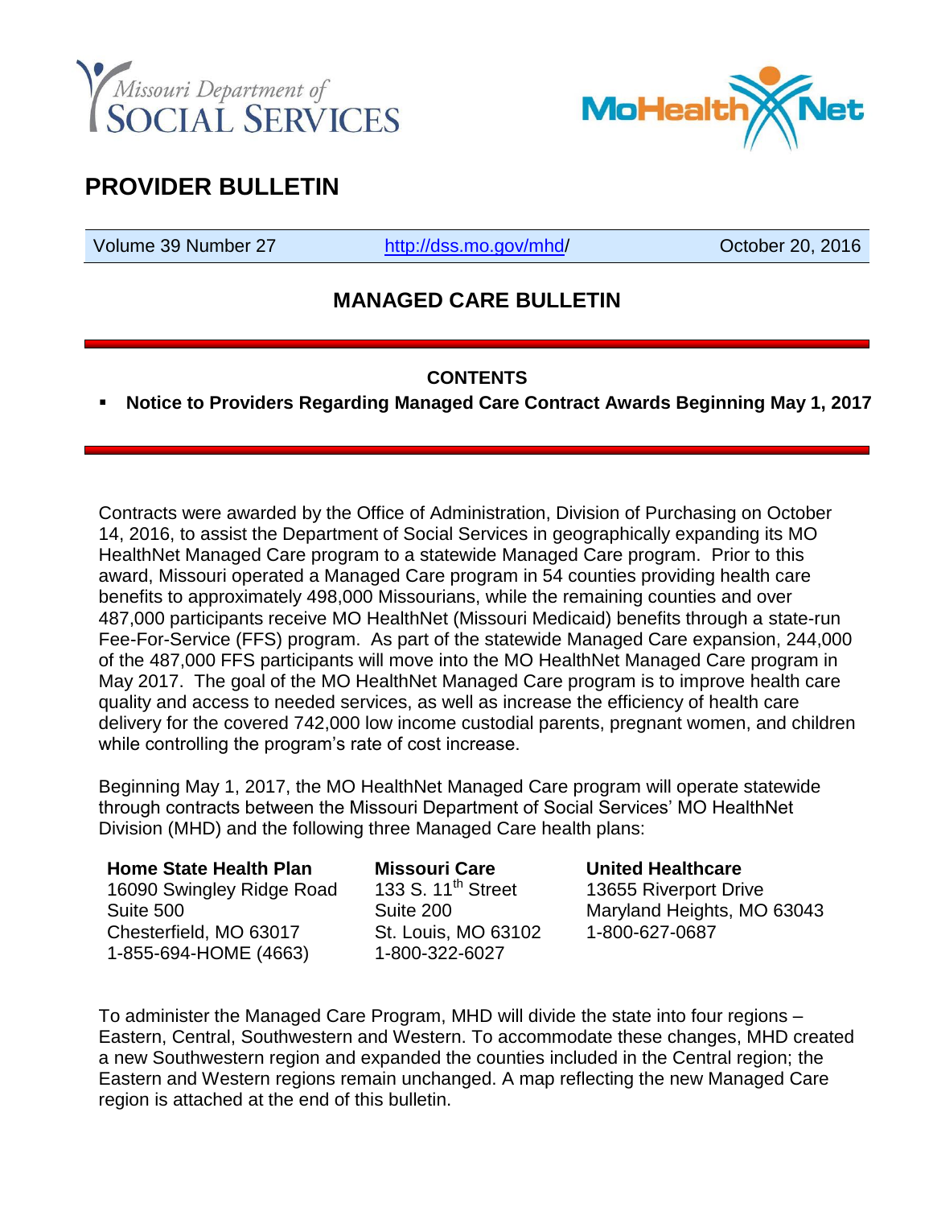# PROVIDER BULLETIN

| Volume 39 Number 27 | http://dss.mo.gov/mhd/ | October 20, 2016 |
|---|---|---|

## MANAGED CARE BULLETIN

### CONTENTS

- **Notice to Providers Regarding Managed Care Contract Awards Beginning May 1, 2017**

Contracts were awarded by the Office of Administration, Division of Purchasing on October 14, 2016, to assist the Department of Social Services in geographically expanding its MO HealthNet Managed Care program to a statewide Managed Care program. Prior to this award, Missouri operated a Managed Care program in 54 counties providing health care benefits to approximately 498,000 Missourians, while the remaining counties and over 487,000 participants receive MO HealthNet (Missouri Medicaid) benefits through a state-run Fee-For-Service (FFS) program. As part of the statewide Managed Care expansion, 244,000 of the 487,000 FFS participants will move into the MO HealthNet Managed Care program in May 2017. The goal of the MO HealthNet Managed Care program is to improve health care quality and access to needed services, as well as increase the efficiency of health care delivery for the covered 742,000 low income custodial parents, pregnant women, and children while controlling the program's rate of cost increase.

Beginning May 1, 2017, the MO HealthNet Managed Care program will operate statewide through contracts between the Missouri Department of Social Services' MO HealthNet Division (MHD) and the following three Managed Care health plans:

**Home State Health Plan**
16090 Swingley Ridge Road
Suite 500
Chesterfield, MO 63017
1-855-694-HOME (4663)

**Missouri Care**
133 S. 11th Street
Suite 200
St. Louis, MO 63102
1-800-322-6027

**United Healthcare**
13655 Riverport Drive
Maryland Heights, MO 63043
1-800-627-0687

To administer the Managed Care Program, MHD will divide the state into four regions – Eastern, Central, Southwestern and Western. To accommodate these changes, MHD created a new Southwestern region and expanded the counties included in the Central region; the Eastern and Western regions remain unchanged. A map reflecting the new Managed Care region is attached at the end of this bulletin.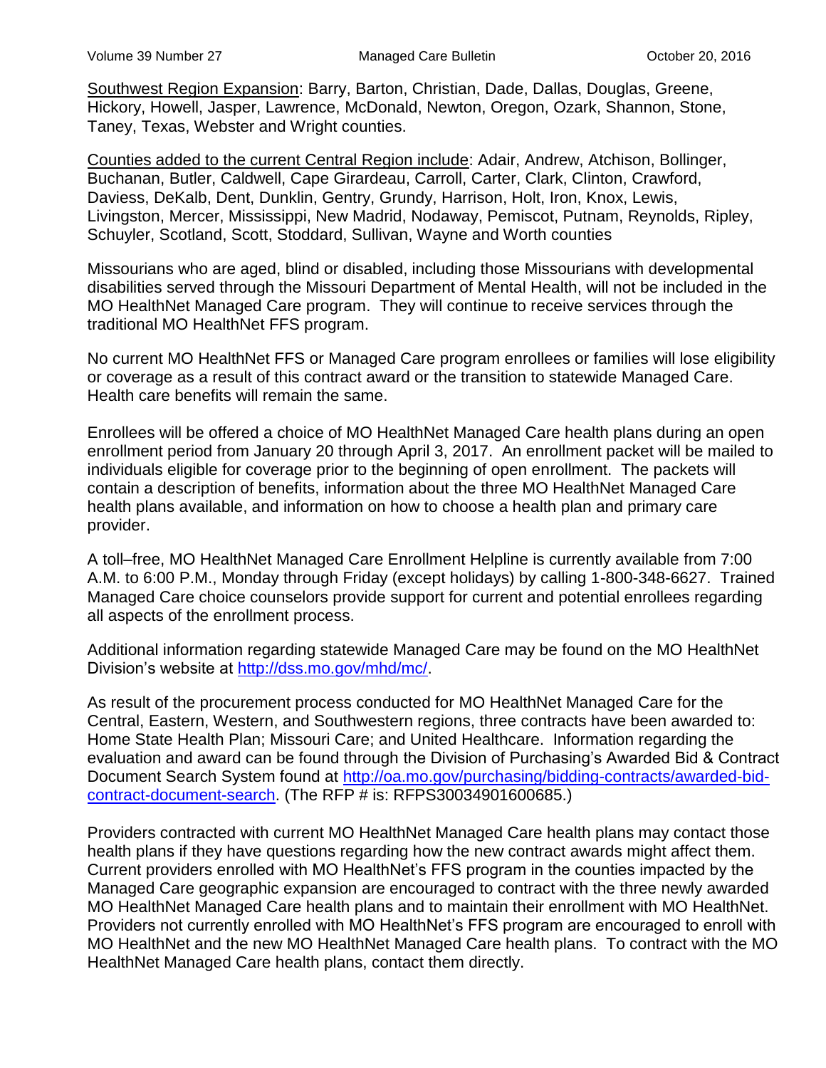Southwest Region Expansion: Barry, Barton, Christian, Dade, Dallas, Douglas, Greene, Hickory, Howell, Jasper, Lawrence, McDonald, Newton, Oregon, Ozark, Shannon, Stone, Taney, Texas, Webster and Wright counties.

Counties added to the current Central Region include: Adair, Andrew, Atchison, Bollinger, Buchanan, Butler, Caldwell, Cape Girardeau, Carroll, Carter, Clark, Clinton, Crawford, Daviess, DeKalb, Dent, Dunklin, Gentry, Grundy, Harrison, Holt, Iron, Knox, Lewis, Livingston, Mercer, Mississippi, New Madrid, Nodaway, Pemiscot, Putnam, Reynolds, Ripley, Schuyler, Scotland, Scott, Stoddard, Sullivan, Wayne and Worth counties

Missourians who are aged, blind or disabled, including those Missourians with developmental disabilities served through the Missouri Department of Mental Health, will not be included in the MO HealthNet Managed Care program. They will continue to receive services through the traditional MO HealthNet FFS program.

No current MO HealthNet FFS or Managed Care program enrollees or families will lose eligibility or coverage as a result of this contract award or the transition to statewide Managed Care. Health care benefits will remain the same.

Enrollees will be offered a choice of MO HealthNet Managed Care health plans during an open enrollment period from January 20 through April 3, 2017. An enrollment packet will be mailed to individuals eligible for coverage prior to the beginning of open enrollment. The packets will contain a description of benefits, information about the three MO HealthNet Managed Care health plans available, and information on how to choose a health plan and primary care provider.

A toll–free, MO HealthNet Managed Care Enrollment Helpline is currently available from 7:00 A.M. to 6:00 P.M., Monday through Friday (except holidays) by calling 1-800-348-6627. Trained Managed Care choice counselors provide support for current and potential enrollees regarding all aspects of the enrollment process.

Additional information regarding statewide Managed Care may be found on the MO HealthNet Division's website at http://dss.mo.gov/mhd/mc/.

As result of the procurement process conducted for MO HealthNet Managed Care for the Central, Eastern, Western, and Southwestern regions, three contracts have been awarded to: Home State Health Plan; Missouri Care; and United Healthcare. Information regarding the evaluation and award can be found through the Division of Purchasing's Awarded Bid & Contract Document Search System found at http://oa.mo.gov/purchasing/bidding-contracts/awarded-bid-contract-document-search. (The RFP # is: RFPS30034901600685.)

Providers contracted with current MO HealthNet Managed Care health plans may contact those health plans if they have questions regarding how the new contract awards might affect them. Current providers enrolled with MO HealthNet's FFS program in the counties impacted by the Managed Care geographic expansion are encouraged to contract with the three newly awarded MO HealthNet Managed Care health plans and to maintain their enrollment with MO HealthNet. Providers not currently enrolled with MO HealthNet's FFS program are encouraged to enroll with MO HealthNet and the new MO HealthNet Managed Care health plans. To contract with the MO HealthNet Managed Care health plans, contact them directly.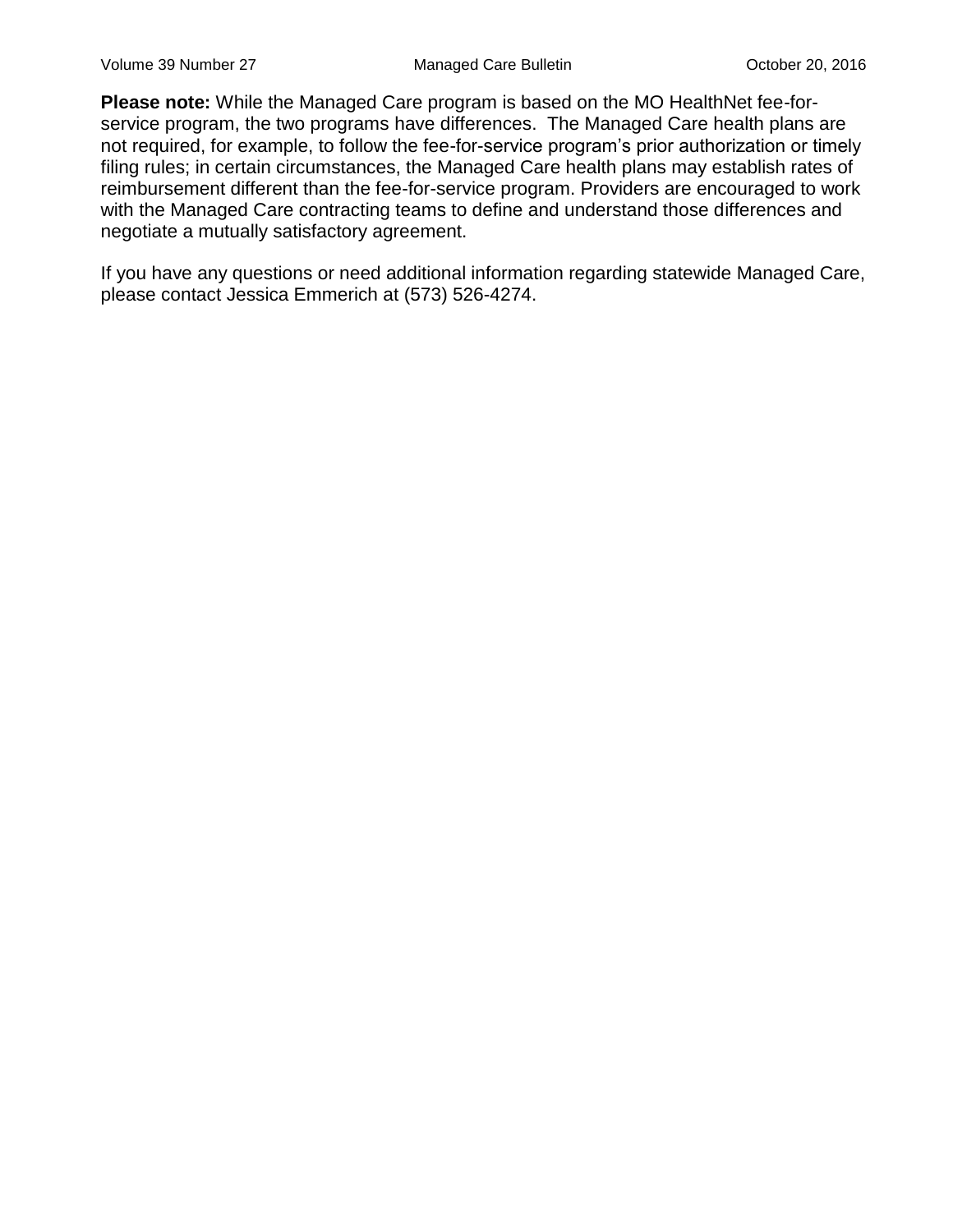**Please note:** While the Managed Care program is based on the MO HealthNet fee-for-service program, the two programs have differences. The Managed Care health plans are not required, for example, to follow the fee-for-service program's prior authorization or timely filing rules; in certain circumstances, the Managed Care health plans may establish rates of reimbursement different than the fee-for-service program. Providers are encouraged to work with the Managed Care contracting teams to define and understand those differences and negotiate a mutually satisfactory agreement.

If you have any questions or need additional information regarding statewide Managed Care, please contact Jessica Emmerich at (573) 526-4274.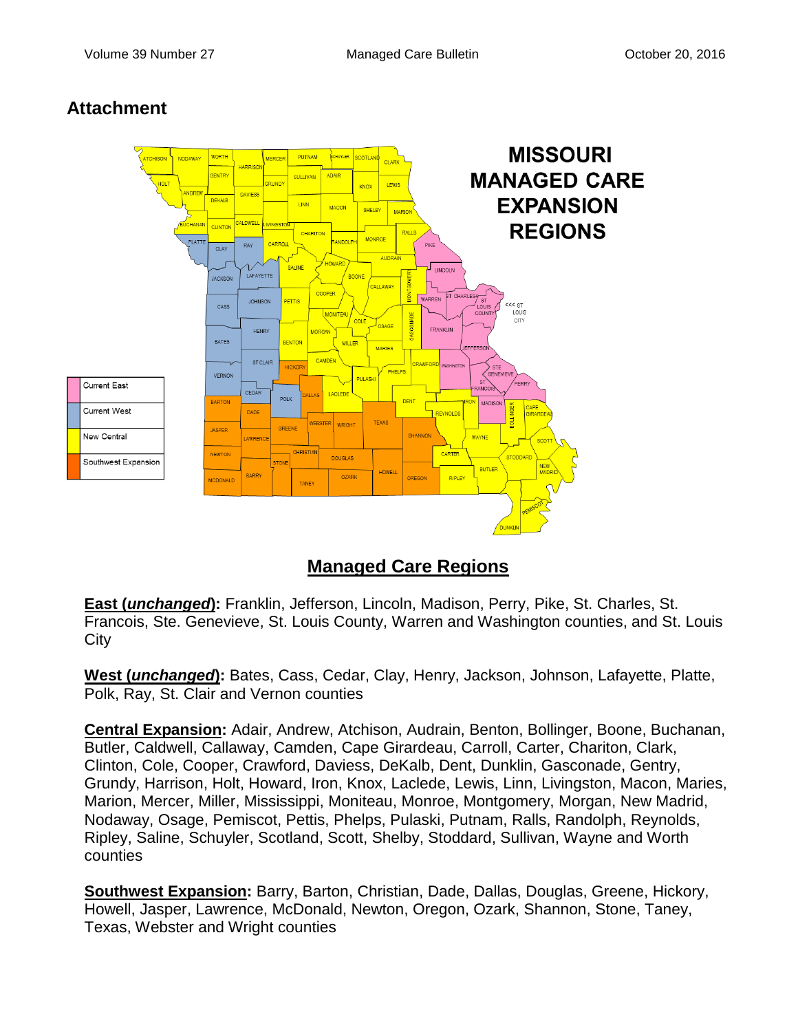## Attachment

## Managed Care Regions

**East (*unchanged*):** Franklin, Jefferson, Lincoln, Madison, Perry, Pike, St. Charles, St. Francois, Ste. Genevieve, St. Louis County, Warren and Washington counties, and St. Louis City

**West (*unchanged*):** Bates, Cass, Cedar, Clay, Henry, Jackson, Johnson, Lafayette, Platte, Polk, Ray, St. Clair and Vernon counties

**Central Expansion:** Adair, Andrew, Atchison, Audrain, Benton, Bollinger, Boone, Buchanan, Butler, Caldwell, Callaway, Camden, Cape Girardeau, Carroll, Carter, Chariton, Clark, Clinton, Cole, Cooper, Crawford, Daviess, DeKalb, Dent, Dunklin, Gasconade, Gentry, Grundy, Harrison, Holt, Howard, Iron, Knox, Laclede, Lewis, Linn, Livingston, Macon, Maries, Marion, Mercer, Miller, Mississippi, Moniteau, Monroe, Montgomery, Morgan, New Madrid, Nodaway, Osage, Pemiscot, Pettis, Phelps, Pulaski, Putnam, Ralls, Randolph, Reynolds, Ripley, Saline, Schuyler, Scotland, Scott, Shelby, Stoddard, Sullivan, Wayne and Worth counties

**Southwest Expansion:** Barry, Barton, Christian, Dade, Dallas, Douglas, Greene, Hickory, Howell, Jasper, Lawrence, McDonald, Newton, Oregon, Ozark, Shannon, Stone, Taney, Texas, Webster and Wright counties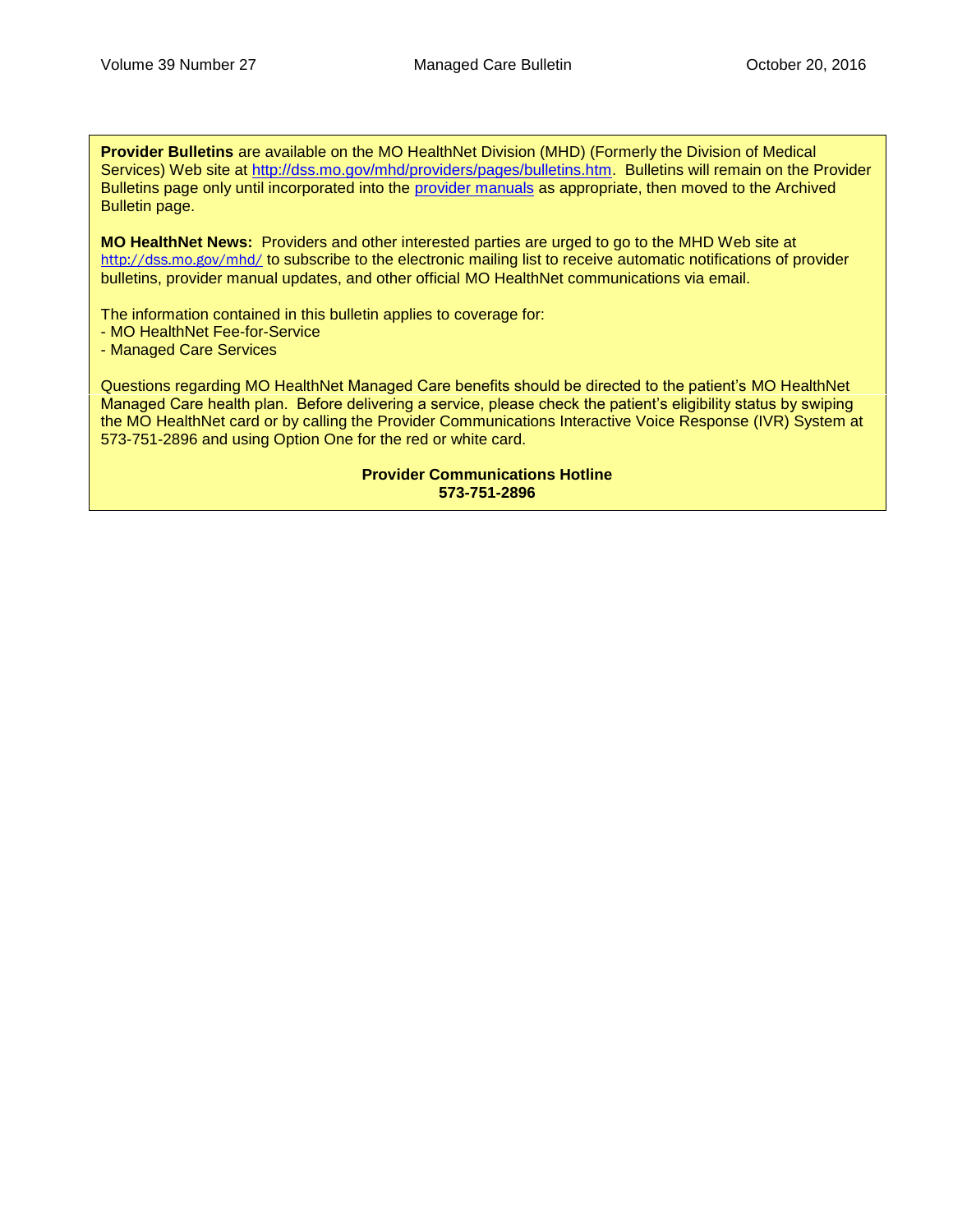**Provider Bulletins** are available on the MO HealthNet Division (MHD) (Formerly the Division of Medical Services) Web site at http://dss.mo.gov/mhd/providers/pages/bulletins.htm. Bulletins will remain on the Provider Bulletins page only until incorporated into the provider manuals as appropriate, then moved to the Archived Bulletin page.

**MO HealthNet News:** Providers and other interested parties are urged to go to the MHD Web site at http://dss.mo.gov/mhd/ to subscribe to the electronic mailing list to receive automatic notifications of provider bulletins, provider manual updates, and other official MO HealthNet communications via email.

The information contained in this bulletin applies to coverage for:
- MO HealthNet Fee-for-Service
- Managed Care Services

Questions regarding MO HealthNet Managed Care benefits should be directed to the patient's MO HealthNet Managed Care health plan. Before delivering a service, please check the patient's eligibility status by swiping the MO HealthNet card or by calling the Provider Communications Interactive Voice Response (IVR) System at 573-751-2896 and using Option One for the red or white card.

**Provider Communications Hotline**
**573-751-2896**